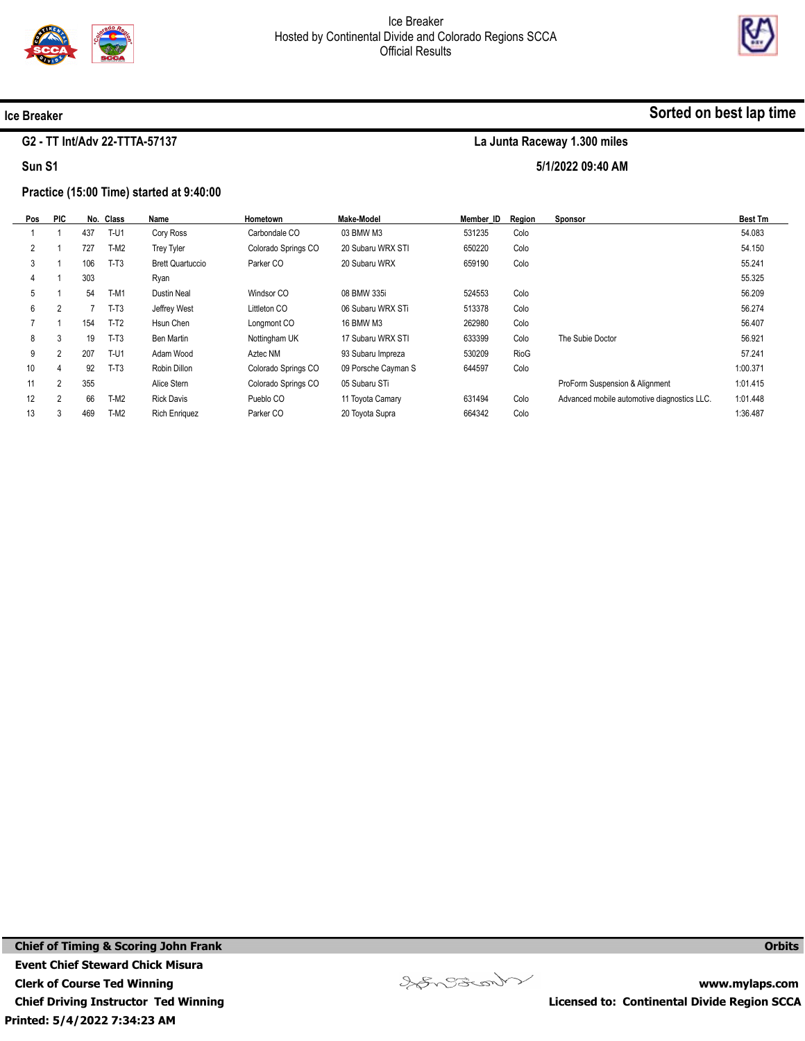Ice Breaker
Hosted by Continental Divide and Colorado Regions SCCA
Official Results

**Ice Breaker** — **Sorted on best lap time**

**G2 - TT Int/Adv 22-TTTA-57137** — **La Junta Raceway 1.300 miles**

**Sun S1** — **5/1/2022 09:40 AM**

**Practice (15:00 Time) started at 9:40:00**

| Pos | PIC | No. | Class | Name | Hometown | Make-Model | Member_ID | Region | Sponsor | Best Tm |
|---|---|---|---|---|---|---|---|---|---|---|
| 1 | 1 | 437 | T-U1 | Cory Ross | Carbondale CO | 03 BMW M3 | 531235 | Colo | | 54.083 |
| 2 | 1 | 727 | T-M2 | Trey Tyler | Colorado Springs CO | 20 Subaru WRX STI | 650220 | Colo | | 54.150 |
| 3 | 1 | 106 | T-T3 | Brett Quartuccio | Parker CO | 20 Subaru WRX | 659190 | Colo | | 55.241 |
| 4 | 1 | 303 | | Ryan | | | | | | 55.325 |
| 5 | 1 | 54 | T-M1 | Dustin Neal | Windsor CO | 08 BMW 335i | 524553 | Colo | | 56.209 |
| 6 | 2 | 7 | T-T3 | Jeffrey West | Littleton CO | 06 Subaru WRX STi | 513378 | Colo | | 56.274 |
| 7 | 1 | 154 | T-T2 | Hsun Chen | Longmont CO | 16 BMW M3 | 262980 | Colo | | 56.407 |
| 8 | 3 | 19 | T-T3 | Ben Martin | Nottingham UK | 17 Subaru WRX STI | 633399 | Colo | The Subie Doctor | 56.921 |
| 9 | 2 | 207 | T-U1 | Adam Wood | Aztec NM | 93 Subaru Impreza | 530209 | RioG | | 57.241 |
| 10 | 4 | 92 | T-T3 | Robin Dillon | Colorado Springs CO | 09 Porsche Cayman S | 644597 | Colo | | 1:00.371 |
| 11 | 2 | 355 | | Alice Stern | Colorado Springs CO | 05 Subaru STi | | | ProForm Suspension & Alignment | 1:01.415 |
| 12 | 2 | 66 | T-M2 | Rick Davis | Pueblo CO | 11 Toyota Camary | 631494 | Colo | Advanced mobile automotive diagnostics LLC. | 1:01.448 |
| 13 | 3 | 469 | T-M2 | Rich Enriquez | Parker CO | 20 Toyota Supra | 664342 | Colo | | 1:36.487 |

**Chief of Timing & Scoring John Frank** — **Orbits**
**Event Chief Steward Chick Misura**
**Clerk of Course Ted Winning** — **www.mylaps.com**
**Chief Driving Instructor Ted Winning** — **Licensed to: Continental Divide Region SCCA**
**Printed: 5/4/2022 7:34:23 AM**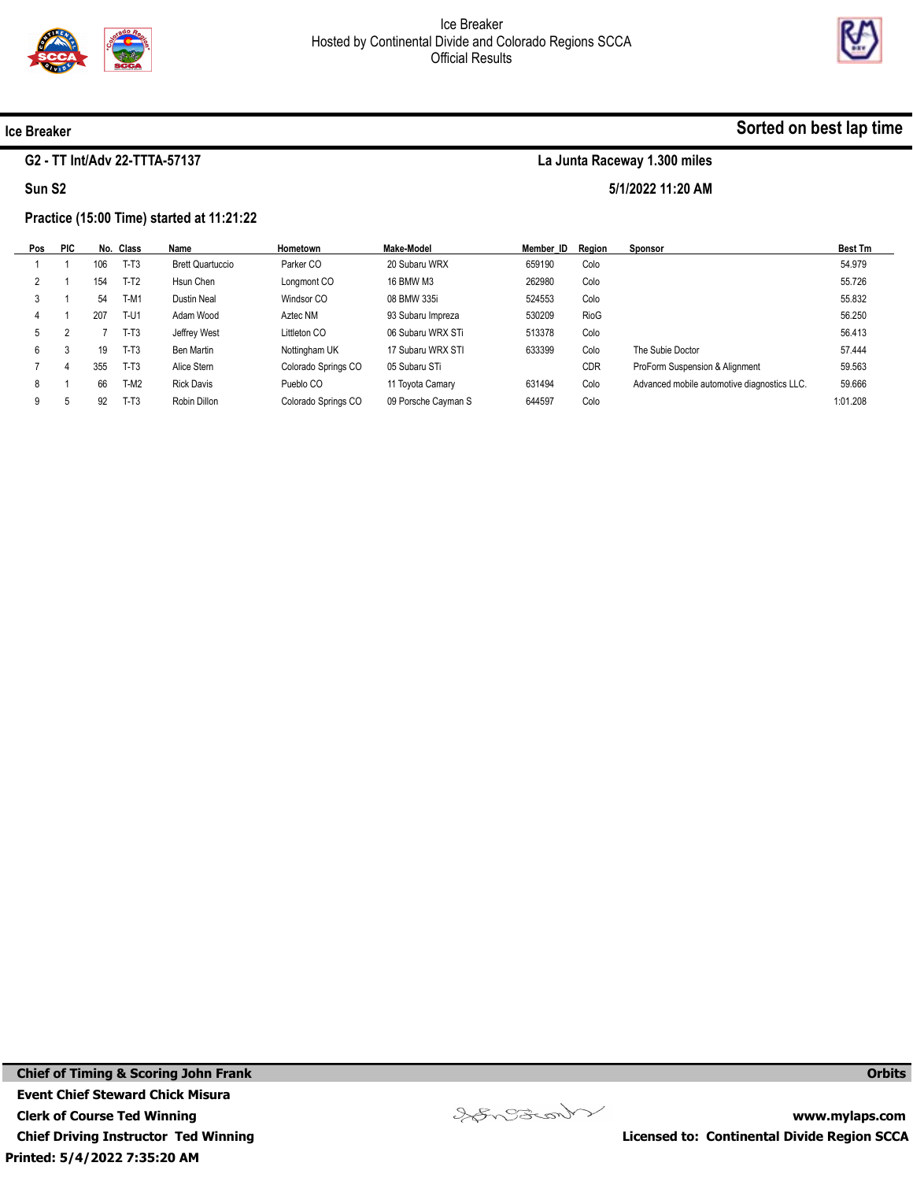Ice Breaker
Hosted by Continental Divide and Colorado Regions SCCA
Official Results

**Ice Breaker** — **Sorted on best lap time**

**G2 - TT Int/Adv 22-TTTA-57137** — **La Junta Raceway 1.300 miles**

**Sun S2** — **5/1/2022 11:20 AM**

**Practice (15:00 Time) started at 11:21:22**

| Pos | PIC | No. | Class | Name | Hometown | Make-Model | Member_ID | Region | Sponsor | Best Tm |
|---|---|---|---|---|---|---|---|---|---|---|
| 1 | 1 | 106 | T-T3 | Brett Quartuccio | Parker CO | 20 Subaru WRX | 659190 | Colo | | 54.979 |
| 2 | 1 | 154 | T-T2 | Hsun Chen | Longmont CO | 16 BMW M3 | 262980 | Colo | | 55.726 |
| 3 | 1 | 54 | T-M1 | Dustin Neal | Windsor CO | 08 BMW 335i | 524553 | Colo | | 55.832 |
| 4 | 1 | 207 | T-U1 | Adam Wood | Aztec NM | 93 Subaru Impreza | 530209 | RioG | | 56.250 |
| 5 | 2 | 7 | T-T3 | Jeffrey West | Littleton CO | 06 Subaru WRX STi | 513378 | Colo | | 56.413 |
| 6 | 3 | 19 | T-T3 | Ben Martin | Nottingham UK | 17 Subaru WRX STI | 633399 | Colo | The Subie Doctor | 57.444 |
| 7 | 4 | 355 | T-T3 | Alice Stern | Colorado Springs CO | 05 Subaru STi | | CDR | ProForm Suspension & Alignment | 59.563 |
| 8 | 1 | 66 | T-M2 | Rick Davis | Pueblo CO | 11 Toyota Camary | 631494 | Colo | Advanced mobile automotive diagnostics LLC. | 59.666 |
| 9 | 5 | 92 | T-T3 | Robin Dillon | Colorado Springs CO | 09 Porsche Cayman S | 644597 | Colo | | 1:01.208 |

**Chief of Timing & Scoring John Frank**
**Event Chief Steward Chick Misura**
**Clerk of Course Ted Winning**
**Chief Driving Instructor Ted Winning**
**Printed: 5/4/2022 7:35:20 AM**

**Orbits**
**www.mylaps.com**
**Licensed to: Continental Divide Region SCCA**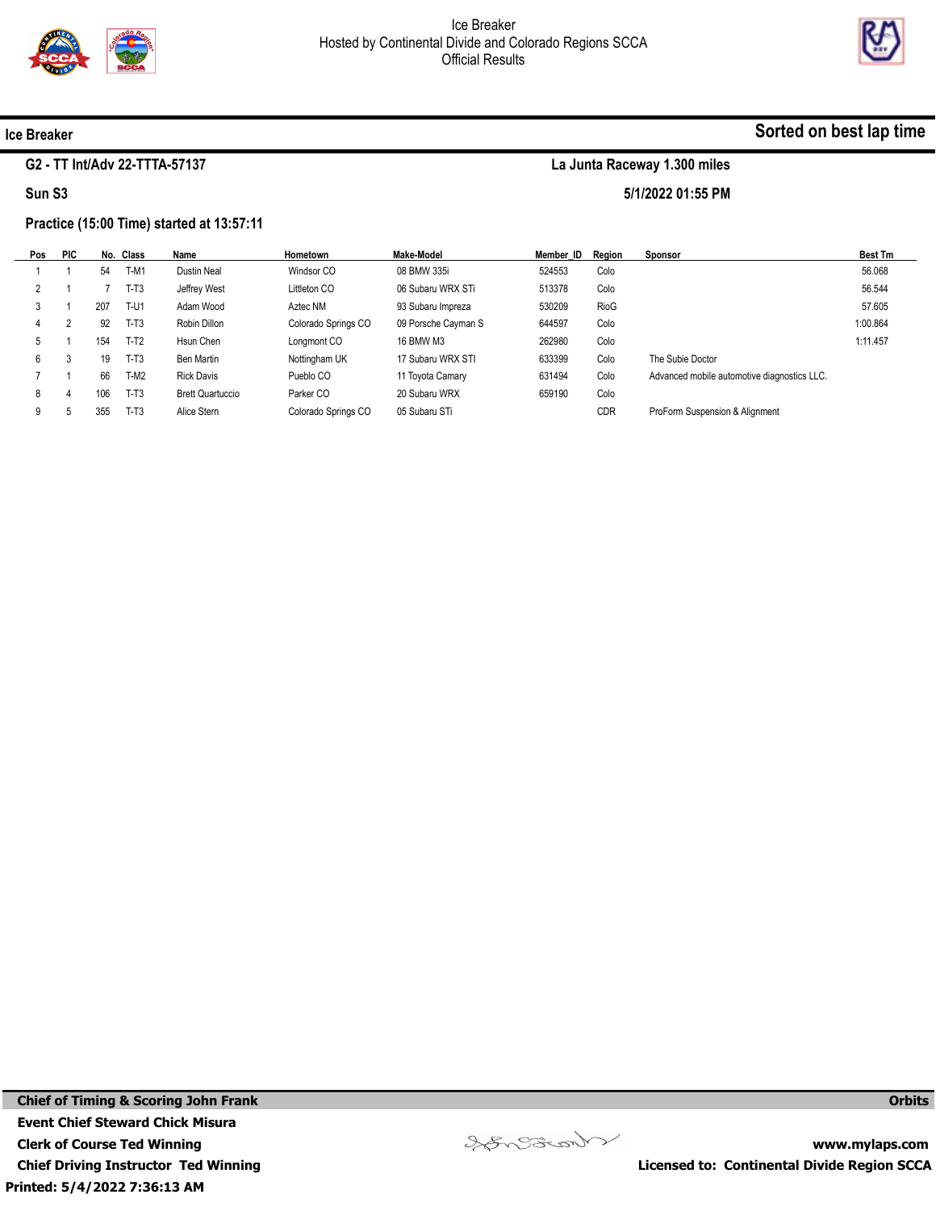Ice Breaker
Hosted by Continental Divide and Colorado Regions SCCA
Official Results

**Ice Breaker** — **Sorted on best lap time**

**G2 - TT Int/Adv 22-TTTA-57137** — **La Junta Raceway 1.300 miles**

**Sun S3** — **5/1/2022 01:55 PM**

**Practice (15:00 Time) started at 13:57:11**

| Pos | PIC | No. | Class | Name | Hometown | Make-Model | Member_ID | Region | Sponsor | Best Tm |
|---|---|---|---|---|---|---|---|---|---|---|
| 1 | 1 | 54 | T-M1 | Dustin Neal | Windsor CO | 08 BMW 335i | 524553 | Colo | | 56.068 |
| 2 | 1 | 7 | T-T3 | Jeffrey West | Littleton CO | 06 Subaru WRX STi | 513378 | Colo | | 56.544 |
| 3 | 1 | 207 | T-U1 | Adam Wood | Aztec NM | 93 Subaru Impreza | 530209 | RioG | | 57.605 |
| 4 | 2 | 92 | T-T3 | Robin Dillon | Colorado Springs CO | 09 Porsche Cayman S | 644597 | Colo | | 1:00.864 |
| 5 | 1 | 154 | T-T2 | Hsun Chen | Longmont CO | 16 BMW M3 | 262980 | Colo | | 1:11.457 |
| 6 | 3 | 19 | T-T3 | Ben Martin | Nottingham UK | 17 Subaru WRX STI | 633399 | Colo | The Subie Doctor | |
| 7 | 1 | 66 | T-M2 | Rick Davis | Pueblo CO | 11 Toyota Camary | 631494 | Colo | Advanced mobile automotive diagnostics LLC. | |
| 8 | 4 | 106 | T-T3 | Brett Quartuccio | Parker CO | 20 Subaru WRX | 659190 | Colo | | |
| 9 | 5 | 355 | T-T3 | Alice Stern | Colorado Springs CO | 05 Subaru STi | | CDR | ProForm Suspension & Alignment | |

**Chief of Timing & Scoring John Frank** — **Orbits**

**Event Chief Steward Chick Misura**

**Clerk of Course Ted Winning** — **www.mylaps.com**

**Chief Driving Instructor Ted Winning** — **Licensed to: Continental Divide Region SCCA**

**Printed: 5/4/2022 7:36:13 AM**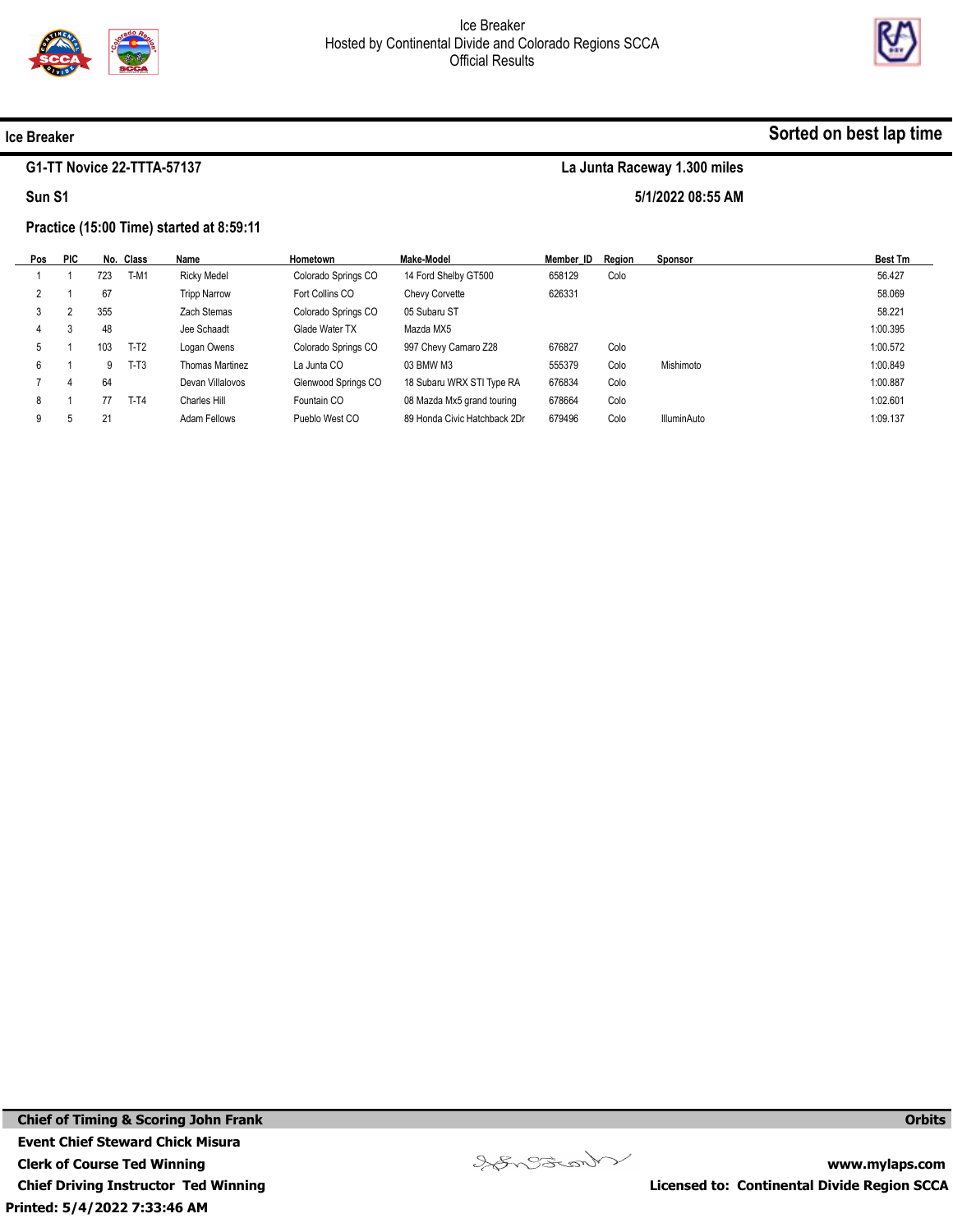Ice Breaker
Hosted by Continental Divide and Colorado Regions SCCA
Official Results

**Ice Breaker** **Sorted on best lap time**

**G1-TT Novice 22-TTTA-57137** **La Junta Raceway 1.300 miles**

**Sun S1** **5/1/2022 08:55 AM**

**Practice (15:00 Time) started at 8:59:11**

| Pos | PIC | No. | Class | Name | Hometown | Make-Model | Member_ID | Region | Sponsor | Best Tm |
|---|---|---|---|---|---|---|---|---|---|---|
| 1 | 1 | 723 | T-M1 | Ricky Medel | Colorado Springs CO | 14 Ford Shelby GT500 | 658129 | Colo | | 56.427 |
| 2 | 1 | 67 | | Tripp Narrow | Fort Collins CO | Chevy Corvette | 626331 | | | 58.069 |
| 3 | 2 | 355 | | Zach Stemas | Colorado Springs CO | 05 Subaru ST | | | | 58.221 |
| 4 | 3 | 48 | | Jee Schaadt | Glade Water TX | Mazda MX5 | | | | 1:00.395 |
| 5 | 1 | 103 | T-T2 | Logan Owens | Colorado Springs CO | 997 Chevy Camaro Z28 | 676827 | Colo | | 1:00.572 |
| 6 | 1 | 9 | T-T3 | Thomas Martinez | La Junta CO | 03 BMW M3 | 555379 | Colo | Mishimoto | 1:00.849 |
| 7 | 4 | 64 | | Devan Villalovos | Glenwood Springs CO | 18 Subaru WRX STI Type RA | 676834 | Colo | | 1:00.887 |
| 8 | 1 | 77 | T-T4 | Charles Hill | Fountain CO | 08 Mazda Mx5 grand touring | 678664 | Colo | | 1:02.601 |
| 9 | 5 | 21 | | Adam Fellows | Pueblo West CO | 89 Honda Civic Hatchback 2Dr | 679496 | Colo | IlluminAuto | 1:09.137 |

**Chief of Timing & Scoring John Frank** **Orbits**
**Event Chief Steward Chick Misura**
**Clerk of Course Ted Winning** **www.mylaps.com**
**Chief Driving Instructor Ted Winning** **Licensed to: Continental Divide Region SCCA**
**Printed: 5/4/2022 7:33:46 AM**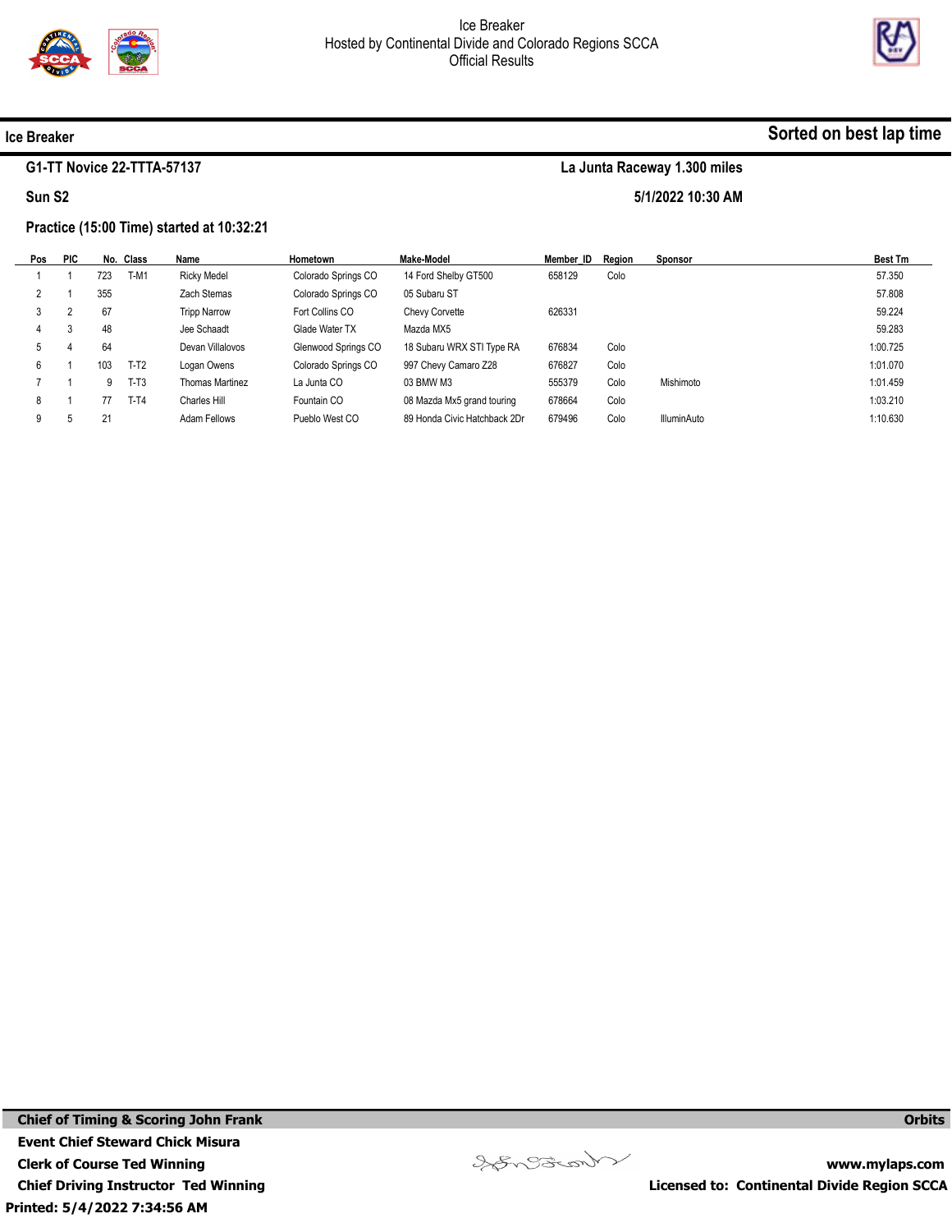Ice Breaker
Hosted by Continental Divide and Colorado Regions SCCA
Official Results

## Ice Breaker

**Sorted on best lap time**

**G1-TT Novice 22-TTTA-57137** — **La Junta Raceway 1.300 miles**

**Sun S2** — **5/1/2022 10:30 AM**

**Practice (15:00 Time) started at 10:32:21**

| Pos | PIC | No. | Class | Name | Hometown | Make-Model | Member_ID | Region | Sponsor | Best Tm |
|---|---|---|---|---|---|---|---|---|---|---|
| 1 | 1 | 723 | T-M1 | Ricky Medel | Colorado Springs CO | 14 Ford Shelby GT500 | 658129 | Colo | | 57.350 |
| 2 | 1 | 355 | | Zach Stemas | Colorado Springs CO | 05 Subaru ST | | | | 57.808 |
| 3 | 2 | 67 | | Tripp Narrow | Fort Collins CO | Chevy Corvette | 626331 | | | 59.224 |
| 4 | 3 | 48 | | Jee Schaadt | Glade Water TX | Mazda MX5 | | | | 59.283 |
| 5 | 4 | 64 | | Devan Villalovos | Glenwood Springs CO | 18 Subaru WRX STI Type RA | 676834 | Colo | | 1:00.725 |
| 6 | 1 | 103 | T-T2 | Logan Owens | Colorado Springs CO | 997 Chevy Camaro Z28 | 676827 | Colo | | 1:01.070 |
| 7 | 1 | 9 | T-T3 | Thomas Martinez | La Junta CO | 03 BMW M3 | 555379 | Colo | Mishimoto | 1:01.459 |
| 8 | 1 | 77 | T-T4 | Charles Hill | Fountain CO | 08 Mazda Mx5 grand touring | 678664 | Colo | | 1:03.210 |
| 9 | 5 | 21 | | Adam Fellows | Pueblo West CO | 89 Honda Civic Hatchback 2Dr | 679496 | Colo | IlluminAuto | 1:10.630 |

**Chief of Timing & Scoring John Frank**
**Event Chief Steward Chick Misura**
**Clerk of Course Ted Winning**
**Chief Driving Instructor Ted Winning**
**Printed: 5/4/2022 7:34:56 AM**

**Orbits**
**www.mylaps.com**
**Licensed to: Continental Divide Region SCCA**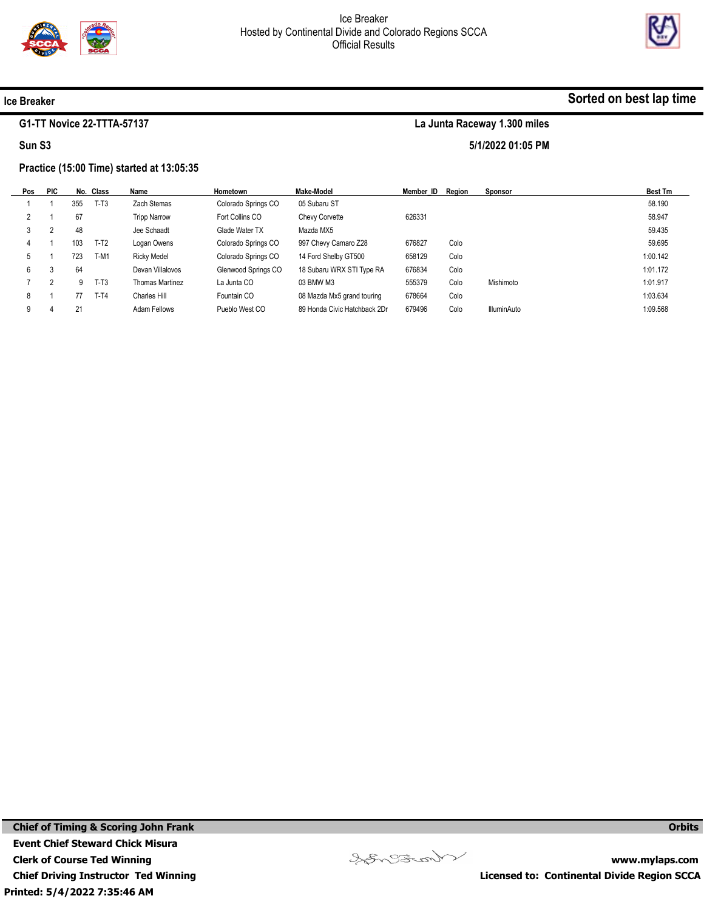Ice Breaker
Hosted by Continental Divide and Colorado Regions SCCA
Official Results

**Ice Breaker** — **Sorted on best lap time**

**G1-TT Novice 22-TTTA-57137** — **La Junta Raceway 1.300 miles**

**Sun S3** — **5/1/2022 01:05 PM**

**Practice (15:00 Time) started at 13:05:35**

| Pos | PIC | No. | Class | Name | Hometown | Make-Model | Member_ID | Region | Sponsor | Best Tm |
|---|---|---|---|---|---|---|---|---|---|---|
| 1 | 1 | 355 | T-T3 | Zach Stemas | Colorado Springs CO | 05 Subaru ST | | | | 58.190 |
| 2 | 1 | 67 | | Tripp Narrow | Fort Collins CO | Chevy Corvette | 626331 | | | 58.947 |
| 3 | 2 | 48 | | Jee Schaadt | Glade Water TX | Mazda MX5 | | | | 59.435 |
| 4 | 1 | 103 | T-T2 | Logan Owens | Colorado Springs CO | 997 Chevy Camaro Z28 | 676827 | Colo | | 59.695 |
| 5 | 1 | 723 | T-M1 | Ricky Medel | Colorado Springs CO | 14 Ford Shelby GT500 | 658129 | Colo | | 1:00.142 |
| 6 | 3 | 64 | | Devan Villalovos | Glenwood Springs CO | 18 Subaru WRX STI Type RA | 676834 | Colo | | 1:01.172 |
| 7 | 2 | 9 | T-T3 | Thomas Martinez | La Junta CO | 03 BMW M3 | 555379 | Colo | Mishimoto | 1:01.917 |
| 8 | 1 | 77 | T-T4 | Charles Hill | Fountain CO | 08 Mazda Mx5 grand touring | 678664 | Colo | | 1:03.634 |
| 9 | 4 | 21 | | Adam Fellows | Pueblo West CO | 89 Honda Civic Hatchback 2Dr | 679496 | Colo | IlluminAuto | 1:09.568 |

**Chief of Timing & Scoring John Frank**
**Event Chief Steward Chick Misura**
**Clerk of Course Ted Winning**
**Chief Driving Instructor Ted Winning**
**Printed: 5/4/2022 7:35:46 AM**

**Orbits**
**www.mylaps.com**
**Licensed to: Continental Divide Region SCCA**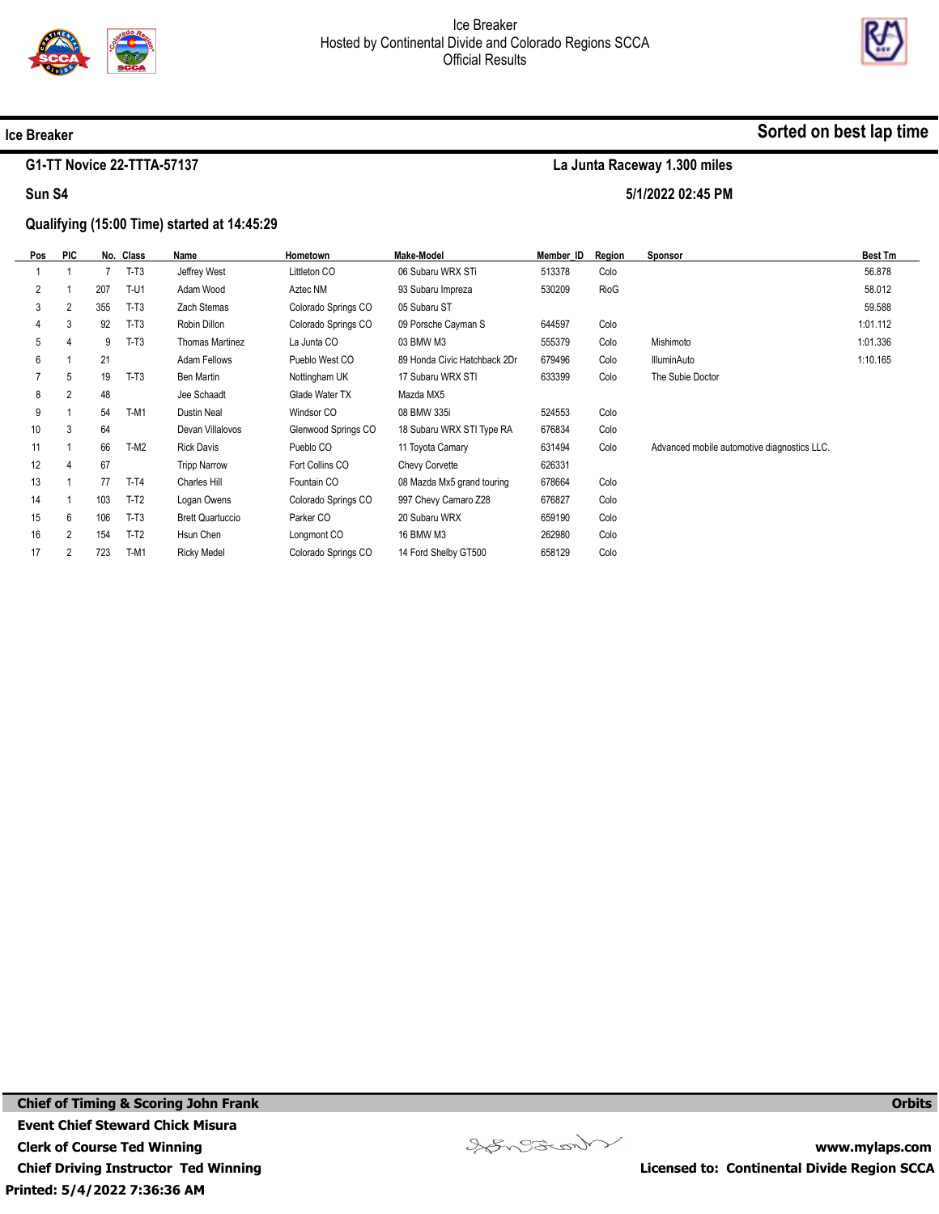Ice Breaker
Hosted by Continental Divide and Colorado Regions SCCA
Official Results

**Ice Breaker** — **Sorted on best lap time**

**G1-TT Novice 22-TTTA-57137** — **La Junta Raceway 1.300 miles**

**Sun S4** — **5/1/2022 02:45 PM**

**Qualifying (15:00 Time) started at 14:45:29**

| Pos | PIC | No. | Class | Name | Hometown | Make-Model | Member_ID | Region | Sponsor | Best Tm |
|---|---|---|---|---|---|---|---|---|---|---|
| 1 | 1 | 7 | T-T3 | Jeffrey West | Littleton CO | 06 Subaru WRX STi | 513378 | Colo | | 56.878 |
| 2 | 1 | 207 | T-U1 | Adam Wood | Aztec NM | 93 Subaru Impreza | 530209 | RioG | | 58.012 |
| 3 | 2 | 355 | T-T3 | Zach Stemas | Colorado Springs CO | 05 Subaru ST | | | | 59.588 |
| 4 | 3 | 92 | T-T3 | Robin Dillon | Colorado Springs CO | 09 Porsche Cayman S | 644597 | Colo | | 1:01.112 |
| 5 | 4 | 9 | T-T3 | Thomas Martinez | La Junta CO | 03 BMW M3 | 555379 | Colo | Mishimoto | 1:01.336 |
| 6 | 1 | 21 | | Adam Fellows | Pueblo West CO | 89 Honda Civic Hatchback 2Dr | 679496 | Colo | IlluminAuto | 1:10.165 |
| 7 | 5 | 19 | T-T3 | Ben Martin | Nottingham UK | 17 Subaru WRX STI | 633399 | Colo | The Subie Doctor | |
| 8 | 2 | 48 | | Jee Schaadt | Glade Water TX | Mazda MX5 | | | | |
| 9 | 1 | 54 | T-M1 | Dustin Neal | Windsor CO | 08 BMW 335i | 524553 | Colo | | |
| 10 | 3 | 64 | | Devan Villalovos | Glenwood Springs CO | 18 Subaru WRX STI Type RA | 676834 | Colo | | |
| 11 | 1 | 66 | T-M2 | Rick Davis | Pueblo CO | 11 Toyota Camary | 631494 | Colo | Advanced mobile automotive diagnostics LLC. | |
| 12 | 4 | 67 | | Tripp Narrow | Fort Collins CO | Chevy Corvette | 626331 | | | |
| 13 | 1 | 77 | T-T4 | Charles Hill | Fountain CO | 08 Mazda Mx5 grand touring | 678664 | Colo | | |
| 14 | 1 | 103 | T-T2 | Logan Owens | Colorado Springs CO | 997 Chevy Camaro Z28 | 676827 | Colo | | |
| 15 | 6 | 106 | T-T3 | Brett Quartuccio | Parker CO | 20 Subaru WRX | 659190 | Colo | | |
| 16 | 2 | 154 | T-T2 | Hsun Chen | Longmont CO | 16 BMW M3 | 262980 | Colo | | |
| 17 | 2 | 723 | T-M1 | Ricky Medel | Colorado Springs CO | 14 Ford Shelby GT500 | 658129 | Colo | | |

**Chief of Timing & Scoring John Frank** — **Orbits**
**Event Chief Steward Chick Misura**
**Clerk of Course Ted Winning** — **www.mylaps.com**
**Chief Driving Instructor Ted Winning** — **Licensed to: Continental Divide Region SCCA**
**Printed: 5/4/2022 7:36:36 AM**